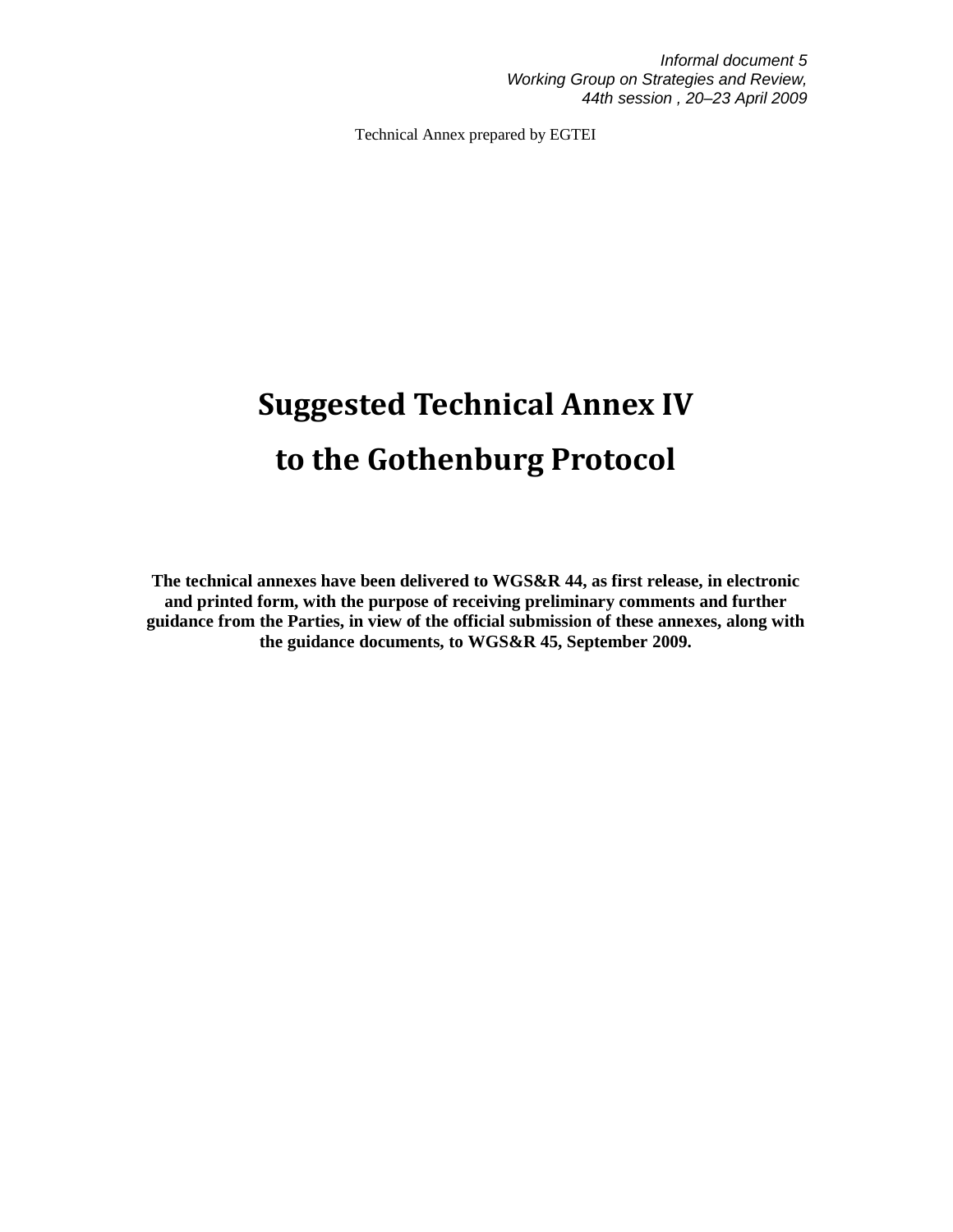*Informal document 5*
*Working Group on Strategies and Review,*
*44th session , 20–23 April 2009*

Technical Annex prepared by EGTEI

# Suggested Technical Annex IV to the Gothenburg Protocol

**The technical annexes have been delivered to WGS&R 44, as first release, in electronic and printed form, with the purpose of receiving preliminary comments and further guidance from the Parties, in view of the official submission of these annexes, along with the guidance documents, to WGS&R 45, September 2009.**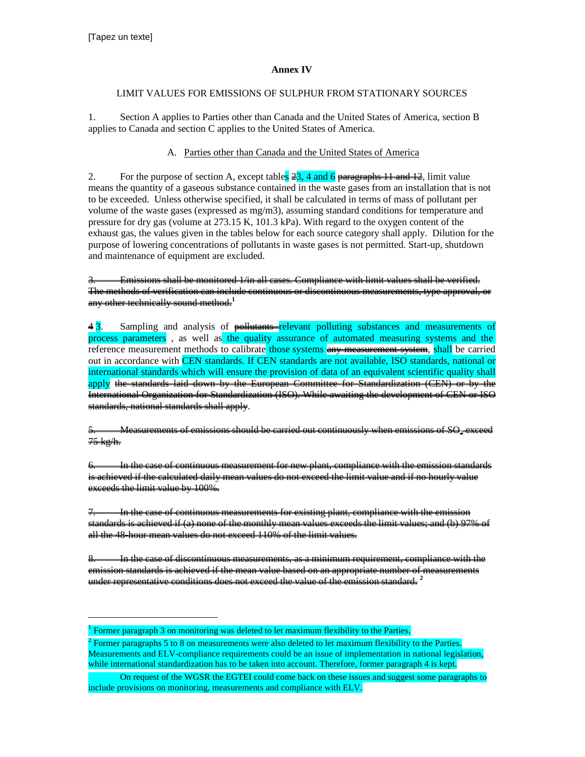## Annex IV

LIMIT VALUES FOR EMISSIONS OF SULPHUR FROM STATIONARY SOURCES

1. Section A applies to Parties other than Canada and the United States of America, section B applies to Canada and section C applies to the United States of America.

### A. Parties other than Canada and the United States of America

2. For the purpose of section A, except tables ~~2~~3, 4 and 6 ~~paragraphs 11 and 12~~, limit value means the quantity of a gaseous substance contained in the waste gases from an installation that is not to be exceeded. Unless otherwise specified, it shall be calculated in terms of mass of pollutant per volume of the waste gases (expressed as mg/m3), assuming standard conditions for temperature and pressure for dry gas (volume at 273.15 K, 101.3 kPa). With regard to the oxygen content of the exhaust gas, the values given in the tables below for each source category shall apply. Dilution for the purpose of lowering concentrations of pollutants in waste gases is not permitted. Start-up, shutdown and maintenance of equipment are excluded.

~~3. Emissions shall be monitored 1/in all cases. Compliance with limit values shall be verified. The methods of verification can include continuous or discontinuous measurements, type approval, or any other technically sound method.~~[1]

~~4~~ 3. Sampling and analysis of ~~pollutants~~ relevant polluting substances and measurements of process parameters , as well as the quality assurance of automated measuring systems and the reference measurement methods to calibrate those systems ~~any measurement system~~, shall be carried out in accordance with CEN standards. If CEN standards are not available, ISO standards, national or international standards which will ensure the provision of data of an equivalent scientific quality shall apply ~~the standards laid down by the European Committee for Standardization (CEN) or by the International Organization for Standardization (ISO). While awaiting the development of CEN or ISO standards, national standards shall apply~~.

~~5. Measurements of emissions should be carried out continuously when emissions of $SO_2$ exceed 75 kg/h.~~

~~6. In the case of continuous measurement for new plant, compliance with the emission standards is achieved if the calculated daily mean values do not exceed the limit value and if no hourly value exceeds the limit value by 100%.~~

~~7. In the case of continuous measurements for existing plant, compliance with the emission standards is achieved if (a) none of the monthly mean values exceeds the limit values; and (b) 97% of all the 48-hour mean values do not exceed 110% of the limit values.~~

~~8. In the case of discontinuous measurements, as a minimum requirement, compliance with the emission standards is achieved if the mean value based on an appropriate number of measurements under representative conditions does not exceed the value of the emission standard.~~ [2]

---

[1] Former paragraph 3 on monitoring was deleted to let maximum flexibility to the Parties.

[2] Former paragraphs 5 to 8 on measurements were also deleted to let maximum flexibility to the Parties. Measurements and ELV-compliance requirements could be an issue of implementation in national legislation, while international standardization has to be taken into account. Therefore, former paragraph 4 is kept.

On request of the WGSR the EGTEI could come back on these issues and suggest some paragraphs to include provisions on monitoring, measurements and compliance with ELV.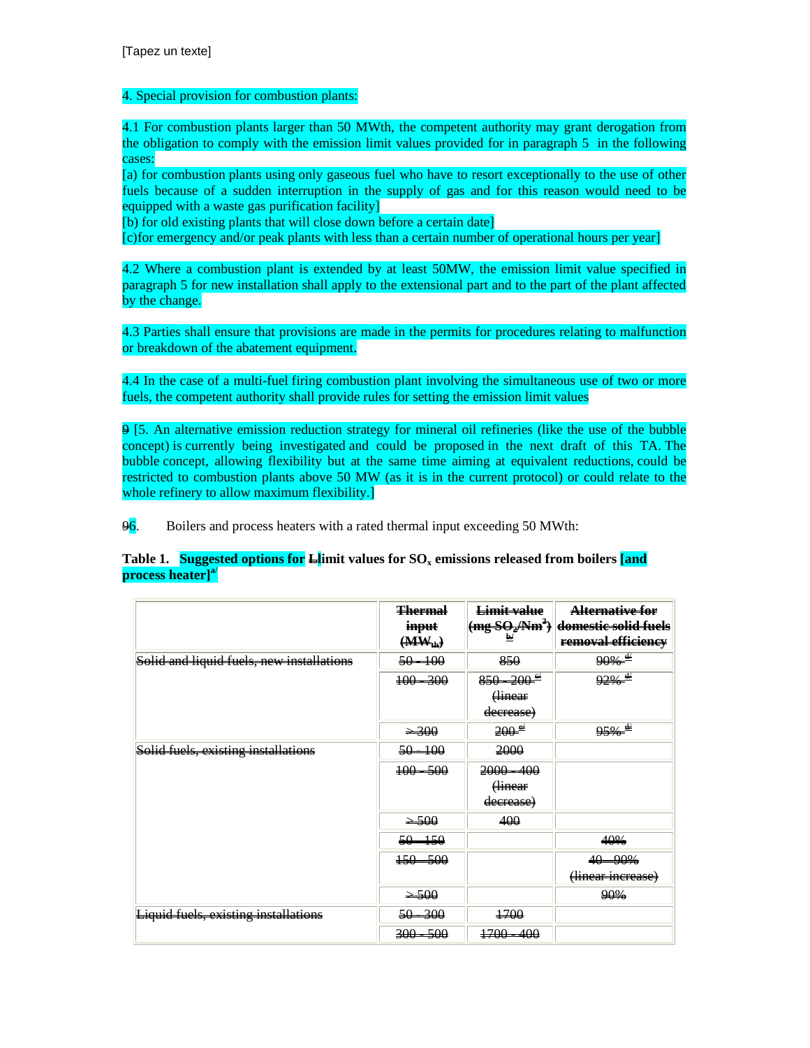[Tapez un texte]

4. Special provision for combustion plants:

4.1 For combustion plants larger than 50 MWth, the competent authority may grant derogation from the obligation to comply with the emission limit values provided for in paragraph 5 in the following cases:
[a) for combustion plants using only gaseous fuel who have to resort exceptionally to the use of other fuels because of a sudden interruption in the supply of gas and for this reason would need to be equipped with a waste gas purification facility]
[b) for old existing plants that will close down before a certain date]
[c)for emergency and/or peak plants with less than a certain number of operational hours per year]

4.2 Where a combustion plant is extended by at least 50MW, the emission limit value specified in paragraph 5 for new installation shall apply to the extensional part and to the part of the plant affected by the change.

4.3 Parties shall ensure that provisions are made in the permits for procedures relating to malfunction or breakdown of the abatement equipment.

4.4 In the case of a multi-fuel firing combustion plant involving the simultaneous use of two or more fuels, the competent authority shall provide rules for setting the emission limit values

~~9~~ [5. An alternative emission reduction strategy for mineral oil refineries (like the use of the bubble concept) is currently being investigated and could be proposed in the next draft of this TA. The bubble concept, allowing flexibility but at the same time aiming at equivalent reductions, could be restricted to combustion plants above 50 MW (as it is in the current protocol) or could relate to the whole refinery to allow maximum flexibility.]

~~9~~6. Boilers and process heaters with a rated thermal input exceeding 50 MWth:

**Table 1. Suggested options for ~~L~~limit values for $SO_x$ emissions released from boilers [and process heater][a/]**

| | ~~Thermal input ($MW_{th}$)~~ | ~~Limit value ($mg\ SO_2/Nm^3$) [b/]~~ | ~~Alternative for domestic solid fuels removal efficiency~~ |
|---|---|---|---|
| ~~Solid and liquid fuels, new installations~~ | ~~50 - 100~~ | ~~850~~ | ~~90% [d/]~~ |
| | ~~100 - 300~~ | ~~850 - 200 [c/] (linear decrease)~~ | ~~92% [d/]~~ |
| | ~~> 300~~ | ~~200 [c/]~~ | ~~95% [d/]~~ |
| ~~Solid fuels, existing installations~~ | ~~50 - 100~~ | ~~2000~~ | |
| | ~~100 - 500~~ | ~~2000 - 400 (linear decrease)~~ | |
| | ~~> 500~~ | ~~400~~ | |
| | ~~50 - 150~~ | | ~~40%~~ |
| | ~~150 - 500~~ | | ~~40 - 90% (linear increase)~~ |
| | ~~> 500~~ | | ~~90%~~ |
| ~~Liquid fuels, existing installations~~ | ~~50 - 300~~ | ~~1700~~ | |
| | ~~300 - 500~~ | ~~1700 - 400~~ | |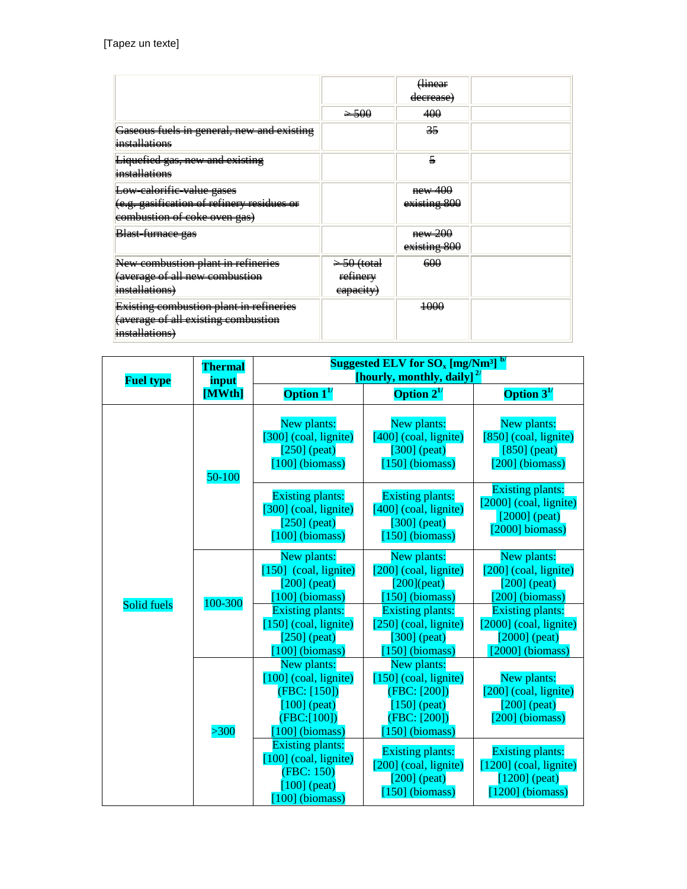| | | | |
|---|---|---|---|
| | | ~~(linear decrease)~~ | |
| | ~~> 500~~ | ~~400~~ | |
| ~~Gaseous fuels in general, new and existing installations~~ | | ~~35~~ | |
| ~~Liquefied gas, new and existing installations~~ | | ~~5~~ | |
| ~~Low-calorific-value gases (e.g. gasification of refinery residues or combustion of coke oven gas)~~ | | ~~new 400 existing 800~~ | |
| ~~Blast-furnace gas~~ | | ~~new 200 existing 800~~ | |
| ~~New combustion plant in refineries (average of all new combustion installations)~~ | ~~> 50 (total refinery capacity)~~ | ~~600~~ | |
| ~~Existing combustion plant in refineries (average of all existing combustion installations)~~ | | ~~1000~~ | |

| **Fuel type** | **Thermal input [MWth]** | **Suggested ELV for $SO_x$ [mg/Nm³] [b/] [hourly, monthly, daily] [2/]** | | |
|---|---|---|---|---|
| | | **Option 1[1/]** | **Option 2[1/]** | **Option 3[1/]** |
| Solid fuels | 50-100 | New plants: [300] (coal, lignite) [250] (peat) [100] (biomass) | New plants: [400] (coal, lignite) [300] (peat) [150] (biomass) | New plants: [850] (coal, lignite) [850] (peat) [200] (biomass) |
| | | Existing plants: [300] (coal, lignite) [250] (peat) [100] (biomass) | Existing plants: [400] (coal, lignite) [300] (peat) [150] (biomass) | Existing plants: [2000] (coal, lignite) [2000] (peat) [2000] biomass) |
| | 100-300 | New plants: [150] (coal, lignite) [200] (peat) [100] (biomass) | New plants: [200] (coal, lignite) [200](peat) [150] (biomass) | New plants: [200] (coal, lignite) [200] (peat) [200] (biomass) |
| | | Existing plants: [150] (coal, lignite) [250] (peat) [100] (biomass) | Existing plants: [250] (coal, lignite) [300] (peat) [150] (biomass) | Existing plants: [2000] (coal, lignite) [2000] (peat) [2000] (biomass) |
| | >300 | New plants: [100] (coal, lignite) (FBC: [150]) [100] (peat) (FBC:[100]) [100] (biomass) | New plants: [150] (coal, lignite) (FBC: [200]) [150] (peat) (FBC: [200]) [150] (biomass) | New plants: [200] (coal, lignite) [200] (peat) [200] (biomass) |
| | | Existing plants: [100] (coal, lignite) (FBC: 150) [100] (peat) [100] (biomass) | Existing plants: [200] (coal, lignite) [200] (peat) [150] (biomass) | Existing plants: [1200] (coal, lignite) [1200] (peat) [1200] (biomass) |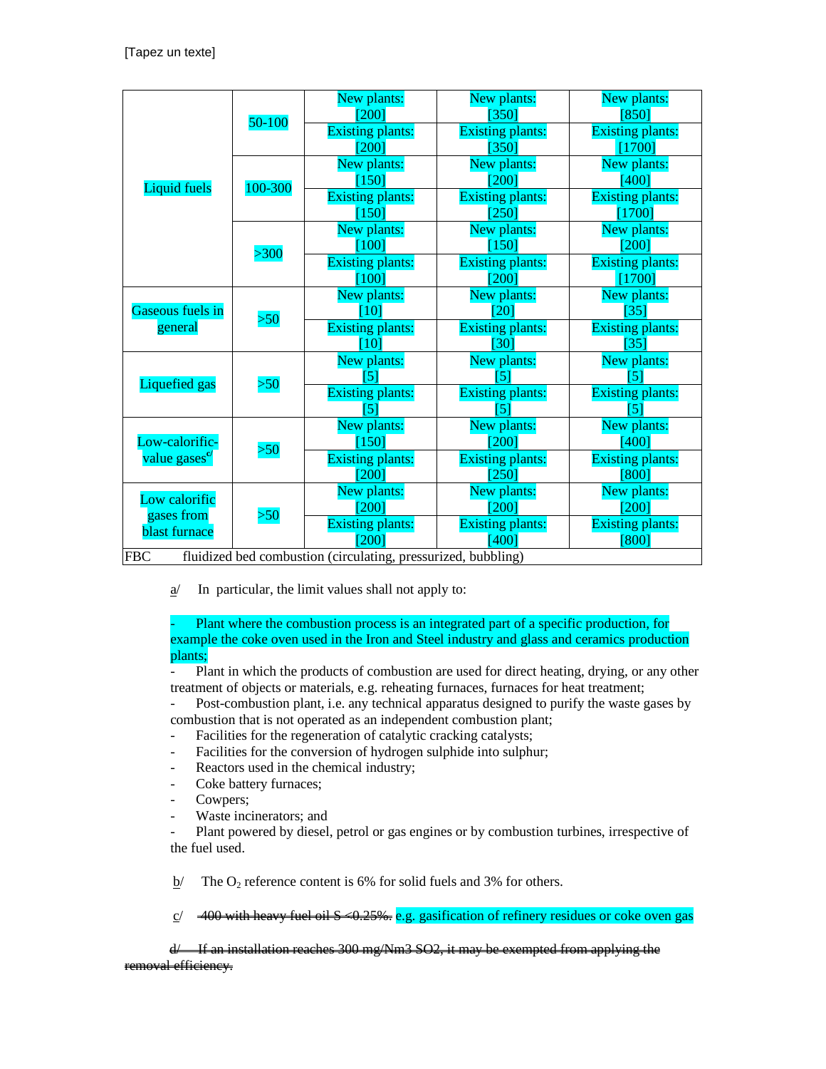|  |  |  |  |  |
|---|---|---|---|---|
| Liquid fuels | 50-100 | New plants: [200] | New plants: [350] | New plants: [850] |
|  |  | Existing plants: [200] | Existing plants: [350] | Existing plants: [1700] |
|  | 100-300 | New plants: [150] | New plants: [200] | New plants: [400] |
|  |  | Existing plants: [150] | Existing plants: [250] | Existing plants: [1700] |
|  | >300 | New plants: [100] | New plants: [150] | New plants: [200] |
|  |  | Existing plants: [100] | Existing plants: [200] | Existing plants: [1700] |
| Gaseous fuels in general | >50 | New plants: [10] | New plants: [20] | New plants: [35] |
|  |  | Existing plants: [10] | Existing plants: [30] | Existing plants: [35] |
| Liquefied gas | >50 | New plants: [5] | New plants: [5] | New plants: [5] |
|  |  | Existing plants: [5] | Existing plants: [5] | Existing plants: [5] |
| Low-calorific-value gases c/ | >50 | New plants: [150] | New plants: [200] | New plants: [400] |
|  |  | Existing plants: [200] | Existing plants: [250] | Existing plants: [800] |
| Low calorific gases from blast furnace | >50 | New plants: [200] | New plants: [200] | New plants: [200] |
|  |  | Existing plants: [200] | Existing plants: [400] | Existing plants: [800] |
| FBC fluidized bed combustion (circulating, pressurized, bubbling) |  |  |  |  |

a/ In particular, the limit values shall not apply to:

- Plant where the combustion process is an integrated part of a specific production, for example the coke oven used in the Iron and Steel industry and glass and ceramics production plants;
- Plant in which the products of combustion are used for direct heating, drying, or any other treatment of objects or materials, e.g. reheating furnaces, furnaces for heat treatment;
- Post-combustion plant, i.e. any technical apparatus designed to purify the waste gases by combustion that is not operated as an independent combustion plant;
- Facilities for the regeneration of catalytic cracking catalysts;
- Facilities for the conversion of hydrogen sulphide into sulphur;
- Reactors used in the chemical industry;
- Coke battery furnaces;
- Cowpers;
- Waste incinerators; and
- Plant powered by diesel, petrol or gas engines or by combustion turbines, irrespective of the fuel used.

b/ The $O_2$ reference content is 6% for solid fuels and 3% for others.

c/ ~~400 with heavy fuel oil S <0.25%.~~ e.g. gasification of refinery residues or coke oven gas

~~d/ If an installation reaches 300 mg/Nm3 SO2, it may be exempted from applying the removal efficiency.~~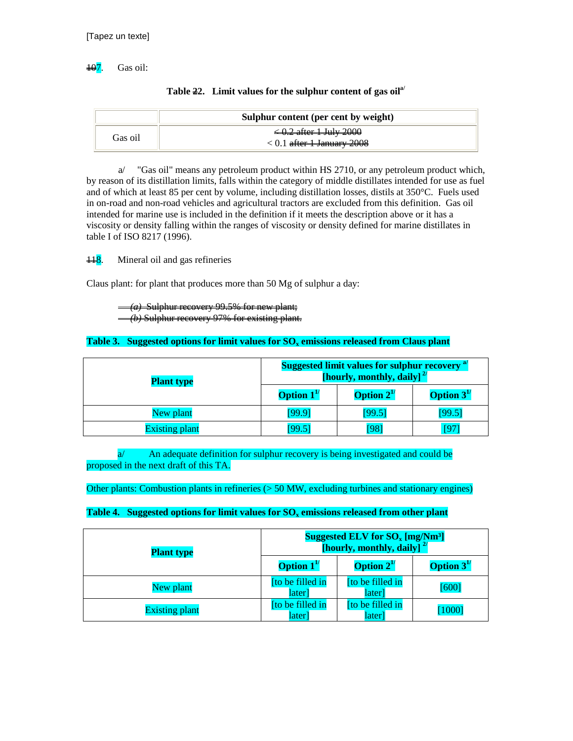[Tapez un texte]

~~10~~7. Gas oil:

**Table ~~2~~2. Limit values for the sulphur content of gas oil[a/]**

| | Sulphur content (per cent by weight) |
|---|---|
| Gas oil | ~~≤ 0.2 after 1 July 2000~~<br>< 0.1 ~~after 1 January 2008~~ |

a/ "Gas oil" means any petroleum product within HS 2710, or any petroleum product which, by reason of its distillation limits, falls within the category of middle distillates intended for use as fuel and of which at least 85 per cent by volume, including distillation losses, distils at 350°C. Fuels used in on-road and non-road vehicles and agricultural tractors are excluded from this definition. Gas oil intended for marine use is included in the definition if it meets the description above or it has a viscosity or density falling within the ranges of viscosity or density defined for marine distillates in table I of ISO 8217 (1996).

~~11~~8. Mineral oil and gas refineries

Claus plant: for plant that produces more than 50 Mg of sulphur a day:

~~(a) Sulphur recovery 99.5% for new plant;~~
~~(b) Sulphur recovery 97% for existing plant.~~

**Table 3. Suggested options for limit values for $SO_x$ emissions released from Claus plant**

| Plant type | Suggested limit values for sulphur recovery [a/] [hourly, monthly, daily] [2/] | | |
|---|---|---|---|
| | Option 1[1/] | Option 2[1/] | Option 3[1/] |
| New plant | [99.9] | [99.5] | [99.5] |
| Existing plant | [99.5] | [98] | [97] |

a/ An adequate definition for sulphur recovery is being investigated and could be proposed in the next draft of this TA.

Other plants: Combustion plants in refineries (> 50 MW, excluding turbines and stationary engines)

**Table 4. Suggested options for limit values for $SO_x$ emissions released from other plant**

| Plant type | Suggested ELV for $SO_x$ [mg/Nm³] [hourly, monthly, daily] [2/] | | |
|---|---|---|---|
| | Option 1[1/] | Option 2[1/] | Option 3[1/] |
| New plant | [to be filled in later] | [to be filled in later] | [600] |
| Existing plant | [to be filled in later] | [to be filled in later] | [1000] |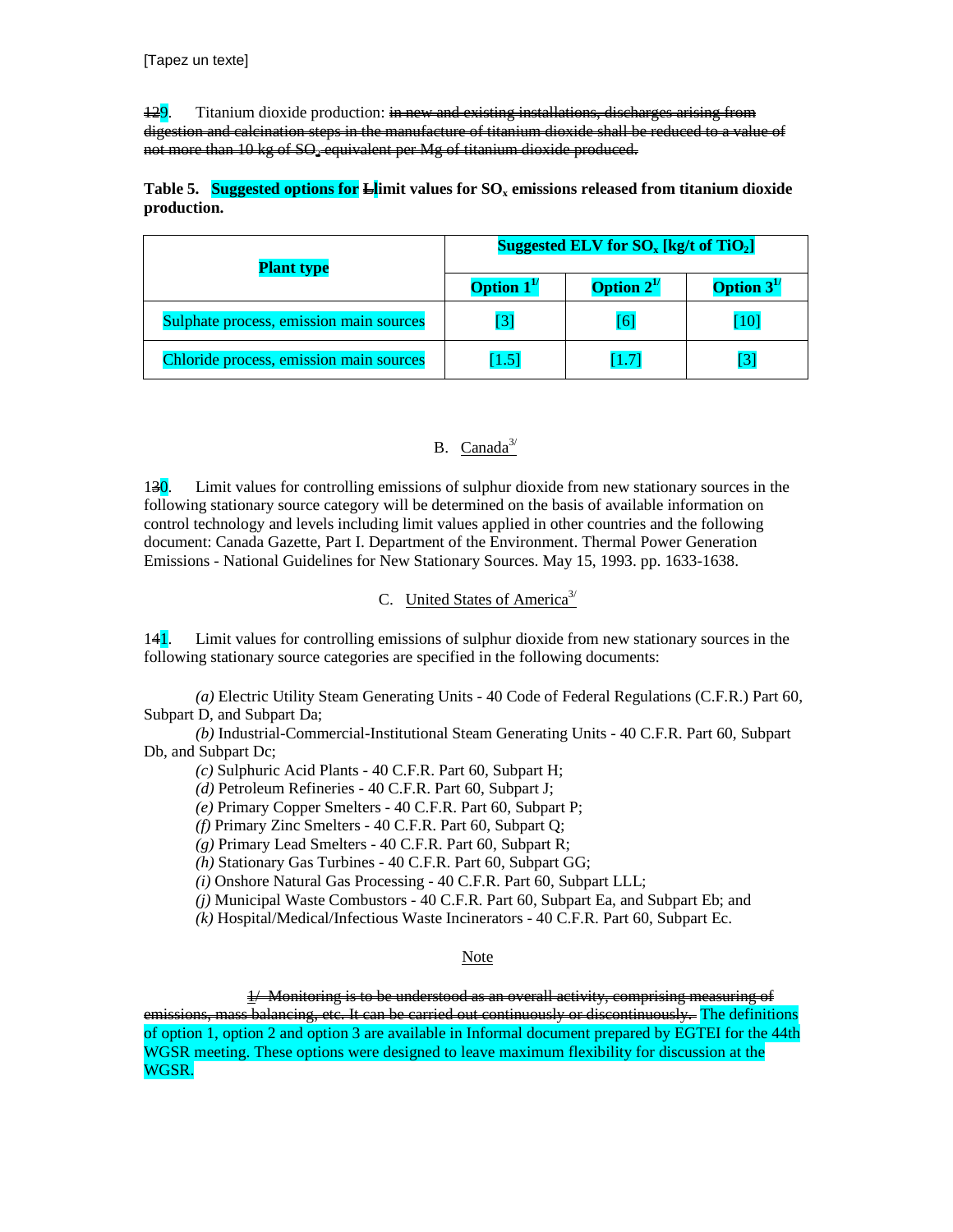[Tapez un texte]

~~12~~9. Titanium dioxide production: ~~in new and existing installations, discharges arising from digestion and calcination steps in the manufacture of titanium dioxide shall be reduced to a value of not more than 10 kg of $SO_x$ equivalent per Mg of titanium dioxide produced.~~

**Table 5. Suggested options for ~~L~~limit values for $SO_x$ emissions released from titanium dioxide production.**

| Plant type | Suggested ELV for $SO_x$ [kg/t of $TiO_2$] | | |
|---|---|---|---|
| | Option 1[1/] | Option 2[1/] | Option 3[1/] |
| Sulphate process, emission main sources | [3] | [6] | [10] |
| Chloride process, emission main sources | [1.5] | [1.7] | [3] |

B. Canada[3/]

1~~3~~0. Limit values for controlling emissions of sulphur dioxide from new stationary sources in the following stationary source category will be determined on the basis of available information on control technology and levels including limit values applied in other countries and the following document: Canada Gazette, Part I. Department of the Environment. Thermal Power Generation Emissions - National Guidelines for New Stationary Sources. May 15, 1993. pp. 1633-1638.

C. United States of America[3/]

1~~4~~1. Limit values for controlling emissions of sulphur dioxide from new stationary sources in the following stationary source categories are specified in the following documents:

*(a)* Electric Utility Steam Generating Units - 40 Code of Federal Regulations (C.F.R.) Part 60, Subpart D, and Subpart Da;
*(b)* Industrial-Commercial-Institutional Steam Generating Units - 40 C.F.R. Part 60, Subpart Db, and Subpart Dc;
*(c)* Sulphuric Acid Plants - 40 C.F.R. Part 60, Subpart H;
*(d)* Petroleum Refineries - 40 C.F.R. Part 60, Subpart J;
*(e)* Primary Copper Smelters - 40 C.F.R. Part 60, Subpart P;
*(f)* Primary Zinc Smelters - 40 C.F.R. Part 60, Subpart Q;
*(g)* Primary Lead Smelters - 40 C.F.R. Part 60, Subpart R;
*(h)* Stationary Gas Turbines - 40 C.F.R. Part 60, Subpart GG;
*(i)* Onshore Natural Gas Processing - 40 C.F.R. Part 60, Subpart LLL;
*(j)* Municipal Waste Combustors - 40 C.F.R. Part 60, Subpart Ea, and Subpart Eb; and
*(k)* Hospital/Medical/Infectious Waste Incinerators - 40 C.F.R. Part 60, Subpart Ec.

Note

~~1/ Monitoring is to be understood as an overall activity, comprising measuring of emissions, mass balancing, etc. It can be carried out continuously or discontinuously.~~ The definitions of option 1, option 2 and option 3 are available in Informal document prepared by EGTEI for the 44th WGSR meeting. These options were designed to leave maximum flexibility for discussion at the WGSR.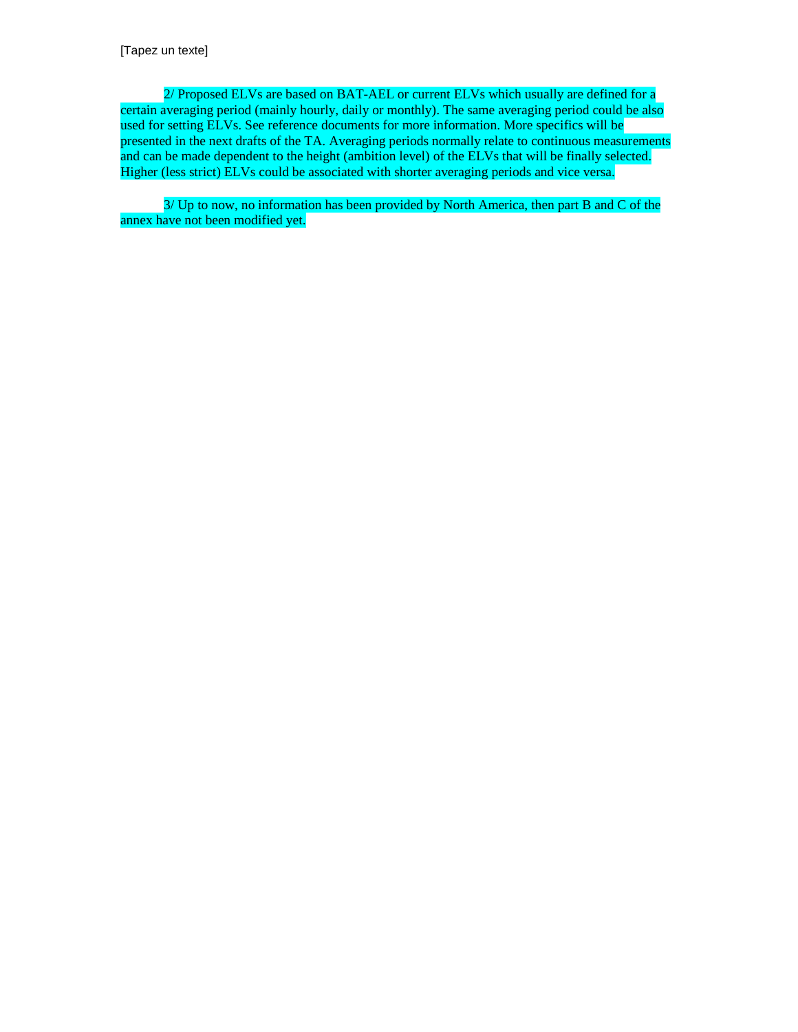2/ Proposed ELVs are based on BAT-AEL or current ELVs which usually are defined for a certain averaging period (mainly hourly, daily or monthly). The same averaging period could be also used for setting ELVs. See reference documents for more information. More specifics will be presented in the next drafts of the TA. Averaging periods normally relate to continuous measurements and can be made dependent to the height (ambition level) of the ELVs that will be finally selected. Higher (less strict) ELVs could be associated with shorter averaging periods and vice versa.

3/ Up to now, no information has been provided by North America, then part B and C of the annex have not been modified yet.